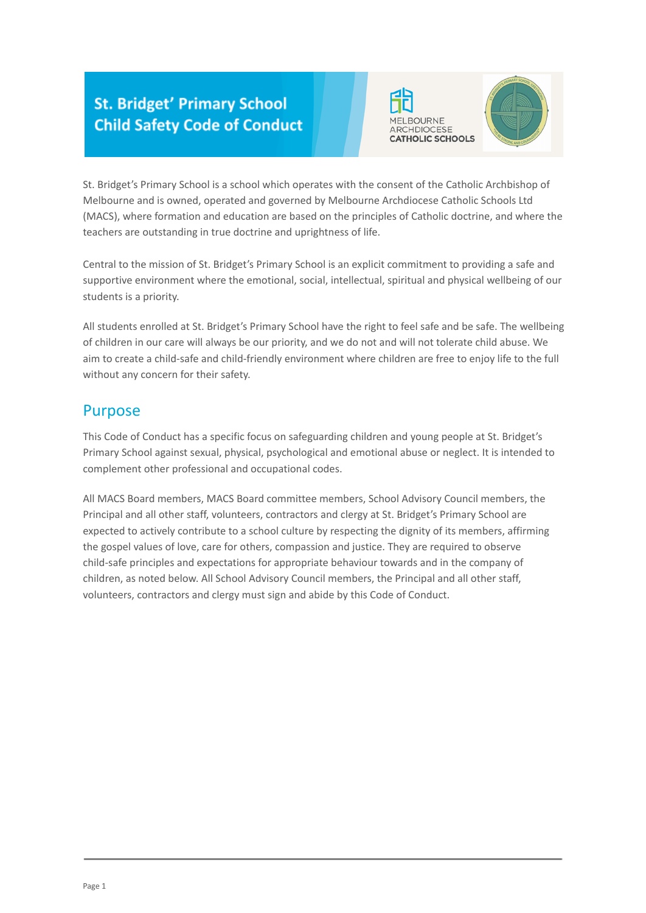# St. Bridget' Primary School Child Safety Code of Conduct

MELBOURNE ARCHDIOCESE CATHOLIC SCHOOLS

St. Bridget's Primary School is a school which operates with the consent of the Catholic Archbishop of Melbourne and is owned, operated and governed by Melbourne Archdiocese Catholic Schools Ltd (MACS), where formation and education are based on the principles of Catholic doctrine, and where the teachers are outstanding in true doctrine and uprightness of life.

Central to the mission of St. Bridget's Primary School is an explicit commitment to providing a safe and supportive environment where the emotional, social, intellectual, spiritual and physical wellbeing of our students is a priority.

All students enrolled at St. Bridget's Primary School have the right to feel safe and be safe. The wellbeing of children in our care will always be our priority, and we do not and will not tolerate child abuse. We aim to create a child-safe and child-friendly environment where children are free to enjoy life to the full without any concern for their safety.

## Purpose

This Code of Conduct has a specific focus on safeguarding children and young people at St. Bridget's Primary School against sexual, physical, psychological and emotional abuse or neglect. It is intended to complement other professional and occupational codes.

All MACS Board members, MACS Board committee members, School Advisory Council members, the Principal and all other staff, volunteers, contractors and clergy at St. Bridget's Primary School are expected to actively contribute to a school culture by respecting the dignity of its members, affirming the gospel values of love, care for others, compassion and justice. They are required to observe child-safe principles and expectations for appropriate behaviour towards and in the company of children, as noted below. All School Advisory Council members, the Principal and all other staff, volunteers, contractors and clergy must sign and abide by this Code of Conduct.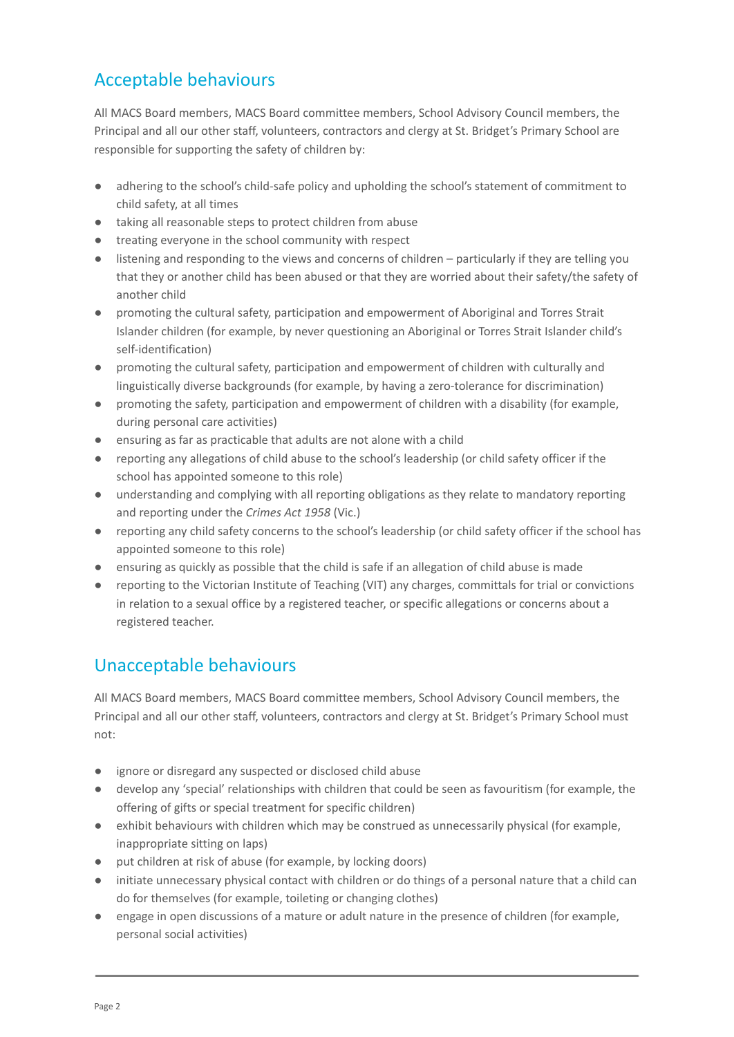## Acceptable behaviours

All MACS Board members, MACS Board committee members, School Advisory Council members, the Principal and all our other staff, volunteers, contractors and clergy at St. Bridget's Primary School are responsible for supporting the safety of children by:

- adhering to the school's child-safe policy and upholding the school's statement of commitment to child safety, at all times
- taking all reasonable steps to protect children from abuse
- treating everyone in the school community with respect
- listening and responding to the views and concerns of children – particularly if they are telling you that they or another child has been abused or that they are worried about their safety/the safety of another child
- promoting the cultural safety, participation and empowerment of Aboriginal and Torres Strait Islander children (for example, by never questioning an Aboriginal or Torres Strait Islander child's self-identification)
- promoting the cultural safety, participation and empowerment of children with culturally and linguistically diverse backgrounds (for example, by having a zero-tolerance for discrimination)
- promoting the safety, participation and empowerment of children with a disability (for example, during personal care activities)
- ensuring as far as practicable that adults are not alone with a child
- reporting any allegations of child abuse to the school's leadership (or child safety officer if the school has appointed someone to this role)
- understanding and complying with all reporting obligations as they relate to mandatory reporting and reporting under the *Crimes Act 1958* (Vic.)
- reporting any child safety concerns to the school's leadership (or child safety officer if the school has appointed someone to this role)
- ensuring as quickly as possible that the child is safe if an allegation of child abuse is made
- reporting to the Victorian Institute of Teaching (VIT) any charges, committals for trial or convictions in relation to a sexual office by a registered teacher, or specific allegations or concerns about a registered teacher.

## Unacceptable behaviours

All MACS Board members, MACS Board committee members, School Advisory Council members, the Principal and all our other staff, volunteers, contractors and clergy at St. Bridget's Primary School must not:

- ignore or disregard any suspected or disclosed child abuse
- develop any 'special' relationships with children that could be seen as favouritism (for example, the offering of gifts or special treatment for specific children)
- exhibit behaviours with children which may be construed as unnecessarily physical (for example, inappropriate sitting on laps)
- put children at risk of abuse (for example, by locking doors)
- initiate unnecessary physical contact with children or do things of a personal nature that a child can do for themselves (for example, toileting or changing clothes)
- engage in open discussions of a mature or adult nature in the presence of children (for example, personal social activities)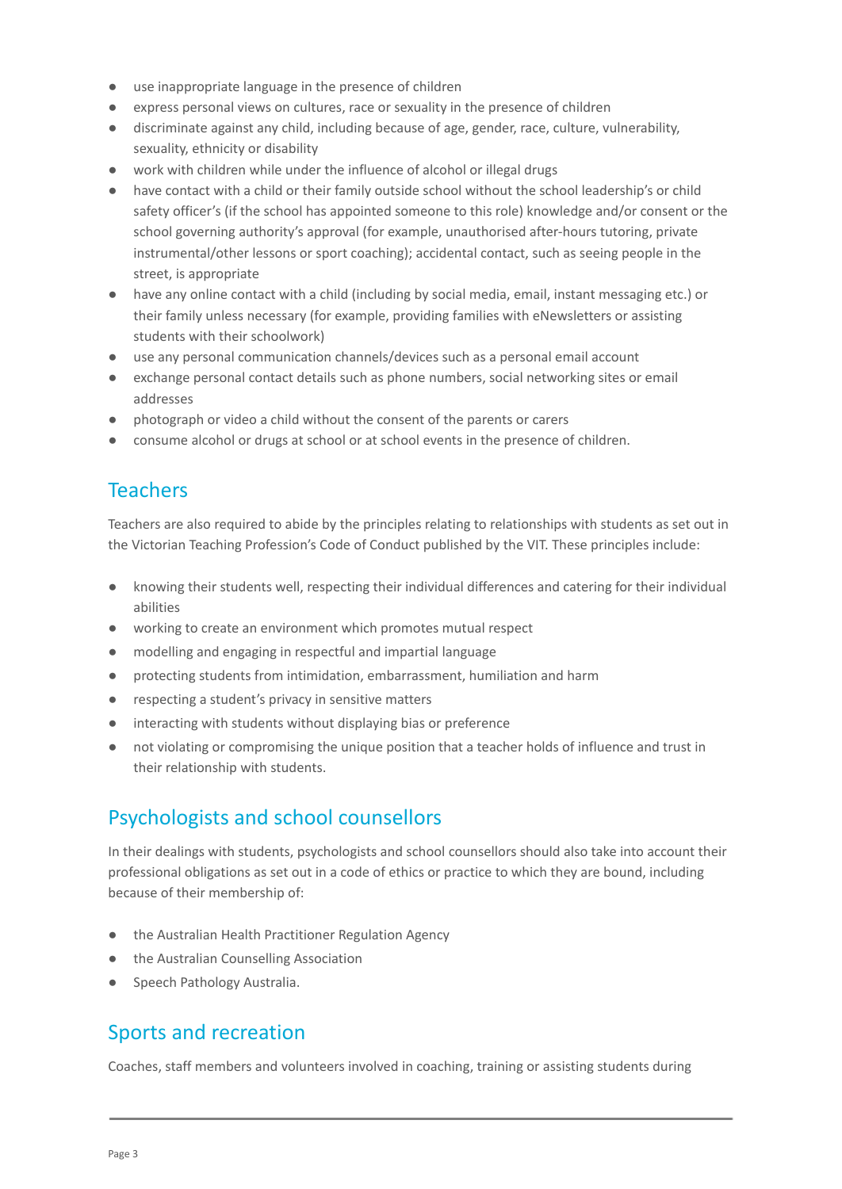- use inappropriate language in the presence of children
- express personal views on cultures, race or sexuality in the presence of children
- discriminate against any child, including because of age, gender, race, culture, vulnerability, sexuality, ethnicity or disability
- work with children while under the influence of alcohol or illegal drugs
- have contact with a child or their family outside school without the school leadership's or child safety officer's (if the school has appointed someone to this role) knowledge and/or consent or the school governing authority's approval (for example, unauthorised after-hours tutoring, private instrumental/other lessons or sport coaching); accidental contact, such as seeing people in the street, is appropriate
- have any online contact with a child (including by social media, email, instant messaging etc.) or their family unless necessary (for example, providing families with eNewsletters or assisting students with their schoolwork)
- use any personal communication channels/devices such as a personal email account
- exchange personal contact details such as phone numbers, social networking sites or email addresses
- photograph or video a child without the consent of the parents or carers
- consume alcohol or drugs at school or at school events in the presence of children.

## Teachers

Teachers are also required to abide by the principles relating to relationships with students as set out in the Victorian Teaching Profession's Code of Conduct published by the VIT. These principles include:

- knowing their students well, respecting their individual differences and catering for their individual abilities
- working to create an environment which promotes mutual respect
- modelling and engaging in respectful and impartial language
- protecting students from intimidation, embarrassment, humiliation and harm
- respecting a student's privacy in sensitive matters
- interacting with students without displaying bias or preference
- not violating or compromising the unique position that a teacher holds of influence and trust in their relationship with students.

## Psychologists and school counsellors

In their dealings with students, psychologists and school counsellors should also take into account their professional obligations as set out in a code of ethics or practice to which they are bound, including because of their membership of:

- the Australian Health Practitioner Regulation Agency
- the Australian Counselling Association
- Speech Pathology Australia.

## Sports and recreation

Coaches, staff members and volunteers involved in coaching, training or assisting students during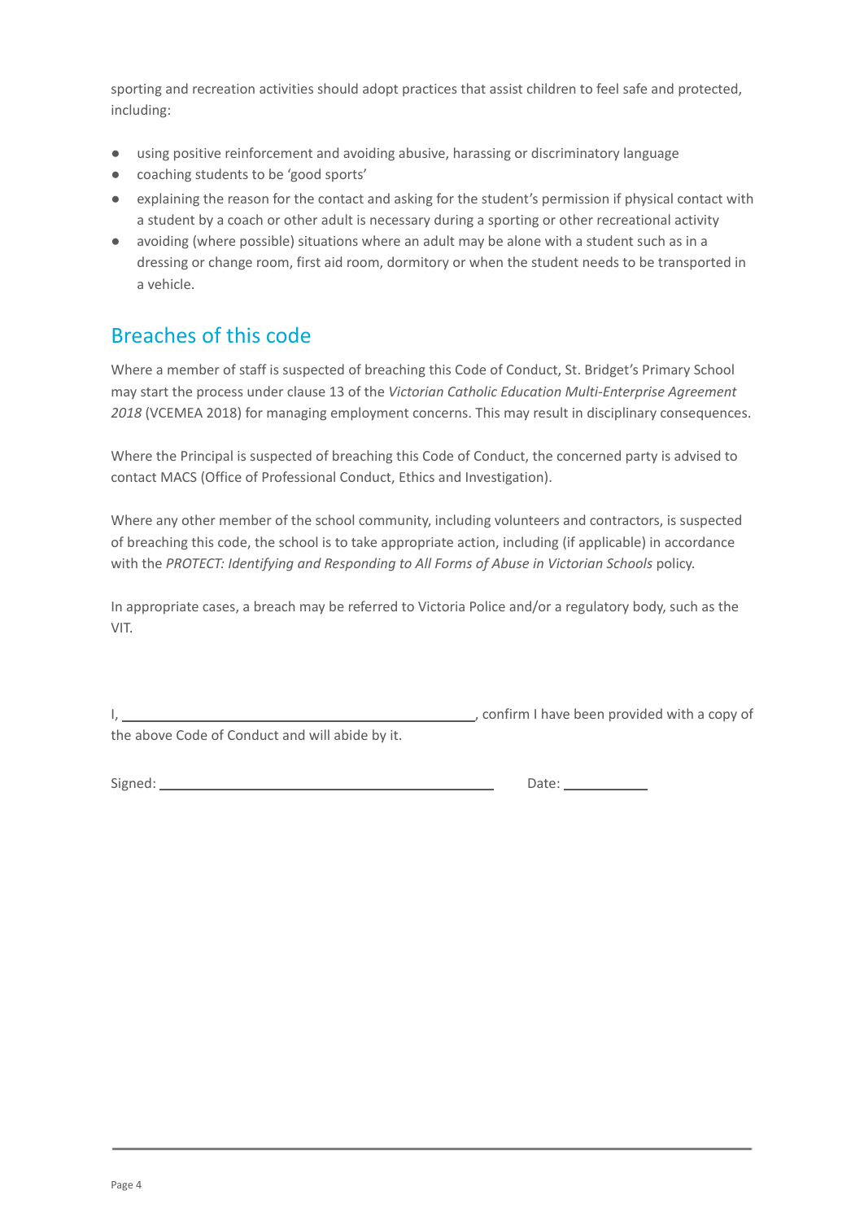sporting and recreation activities should adopt practices that assist children to feel safe and protected, including:

- using positive reinforcement and avoiding abusive, harassing or discriminatory language
- coaching students to be 'good sports'
- explaining the reason for the contact and asking for the student's permission if physical contact with a student by a coach or other adult is necessary during a sporting or other recreational activity
- avoiding (where possible) situations where an adult may be alone with a student such as in a dressing or change room, first aid room, dormitory or when the student needs to be transported in a vehicle.

## Breaches of this code

Where a member of staff is suspected of breaching this Code of Conduct, St. Bridget's Primary School may start the process under clause 13 of the *Victorian Catholic Education Multi-Enterprise Agreement 2018* (VCEMEA 2018) for managing employment concerns. This may result in disciplinary consequences.

Where the Principal is suspected of breaching this Code of Conduct, the concerned party is advised to contact MACS (Office of Professional Conduct, Ethics and Investigation).

Where any other member of the school community, including volunteers and contractors, is suspected of breaching this code, the school is to take appropriate action, including (if applicable) in accordance with the *PROTECT: Identifying and Responding to All Forms of Abuse in Victorian Schools* policy.

In appropriate cases, a breach may be referred to Victoria Police and/or a regulatory body, such as the VIT.

I, ______________________________________, confirm I have been provided with a copy of the above Code of Conduct and will abide by it.

Signed: ____________________________________ Date: __________